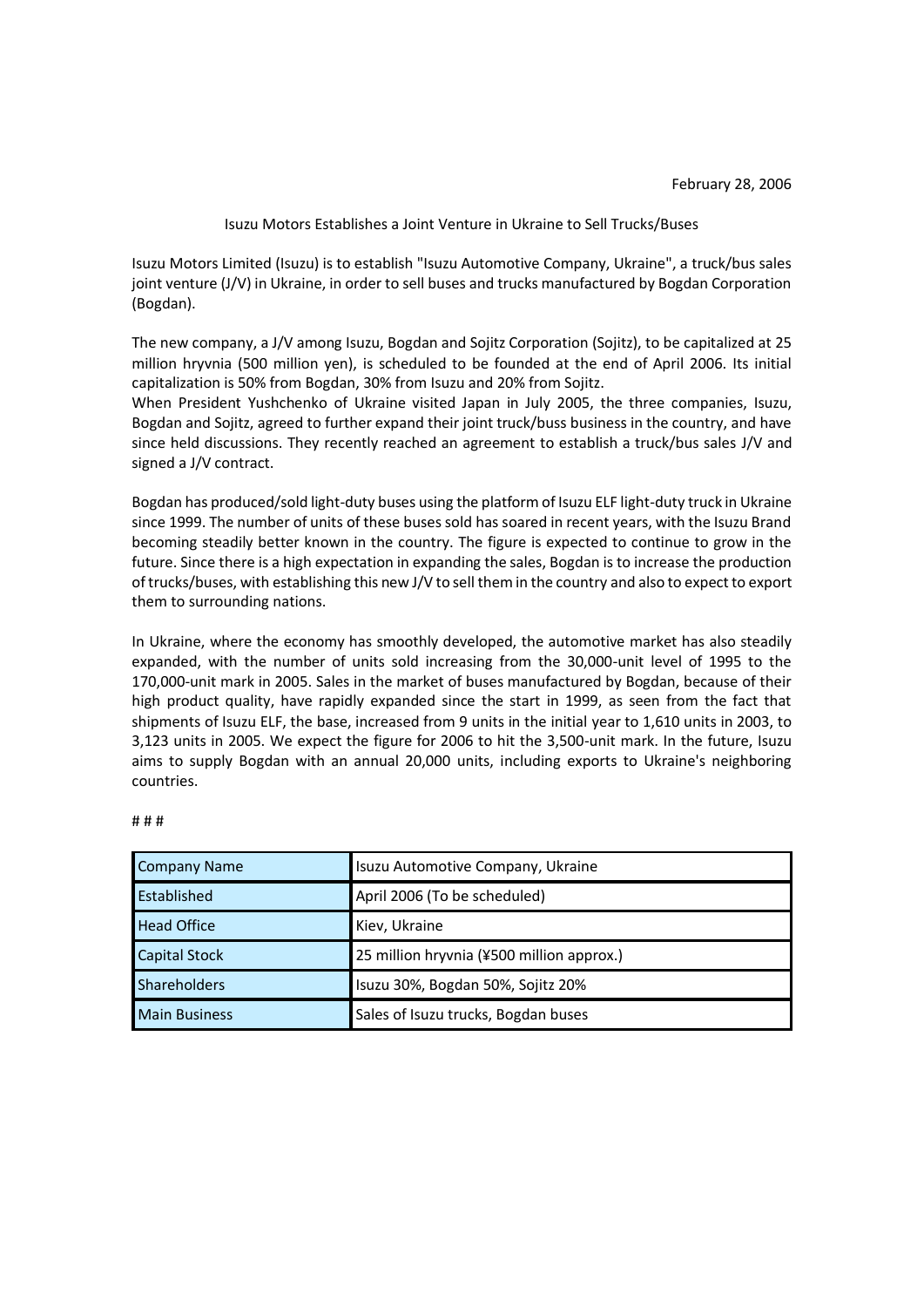February 28, 2006

# Isuzu Motors Establishes a Joint Venture in Ukraine to Sell Trucks/Buses

Isuzu Motors Limited (Isuzu) is to establish "Isuzu Automotive Company, Ukraine", a truck/bus sales joint venture (J/V) in Ukraine, in order to sell buses and trucks manufactured by Bogdan Corporation (Bogdan).

The new company, a J/V among Isuzu, Bogdan and Sojitz Corporation (Sojitz), to be capitalized at 25 million hryvnia (500 million yen), is scheduled to be founded at the end of April 2006. Its initial capitalization is 50% from Bogdan, 30% from Isuzu and 20% from Sojitz.
When President Yushchenko of Ukraine visited Japan in July 2005, the three companies, Isuzu, Bogdan and Sojitz, agreed to further expand their joint truck/buss business in the country, and have since held discussions. They recently reached an agreement to establish a truck/bus sales J/V and signed a J/V contract.

Bogdan has produced/sold light-duty buses using the platform of Isuzu ELF light-duty truck in Ukraine since 1999. The number of units of these buses sold has soared in recent years, with the Isuzu Brand becoming steadily better known in the country. The figure is expected to continue to grow in the future. Since there is a high expectation in expanding the sales, Bogdan is to increase the production of trucks/buses, with establishing this new J/V to sell them in the country and also to expect to export them to surrounding nations.

In Ukraine, where the economy has smoothly developed, the automotive market has also steadily expanded, with the number of units sold increasing from the 30,000-unit level of 1995 to the 170,000-unit mark in 2005. Sales in the market of buses manufactured by Bogdan, because of their high product quality, have rapidly expanded since the start in 1999, as seen from the fact that shipments of Isuzu ELF, the base, increased from 9 units in the initial year to 1,610 units in 2003, to 3,123 units in 2005. We expect the figure for 2006 to hit the 3,500-unit mark. In the future, Isuzu aims to supply Bogdan with an annual 20,000 units, including exports to Ukraine's neighboring countries.

# # #

| | |
|---|---|
| Company Name | Isuzu Automotive Company, Ukraine |
| Established | April 2006 (To be scheduled) |
| Head Office | Kiev, Ukraine |
| Capital Stock | 25 million hryvnia (¥500 million approx.) |
| Shareholders | Isuzu 30%, Bogdan 50%, Sojitz 20% |
| Main Business | Sales of Isuzu trucks, Bogdan buses |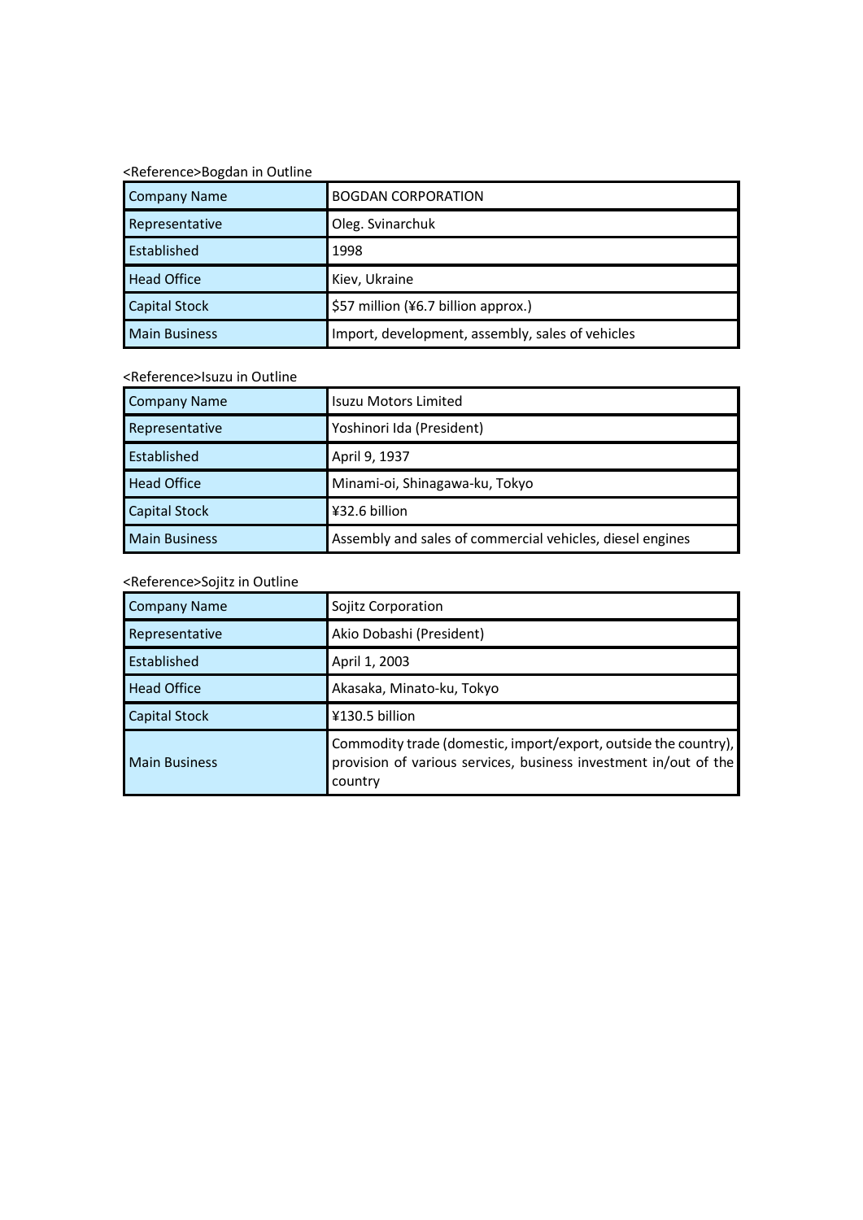<Reference>Bogdan in Outline

| | |
|---|---|
| Company Name | BOGDAN CORPORATION |
| Representative | Oleg. Svinarchuk |
| Established | 1998 |
| Head Office | Kiev, Ukraine |
| Capital Stock | $57 million (¥6.7 billion approx.) |
| Main Business | Import, development, assembly, sales of vehicles |

<Reference>Isuzu in Outline

| | |
|---|---|
| Company Name | Isuzu Motors Limited |
| Representative | Yoshinori Ida (President) |
| Established | April 9, 1937 |
| Head Office | Minami-oi, Shinagawa-ku, Tokyo |
| Capital Stock | ¥32.6 billion |
| Main Business | Assembly and sales of commercial vehicles, diesel engines |

<Reference>Sojitz in Outline

| | |
|---|---|
| Company Name | Sojitz Corporation |
| Representative | Akio Dobashi (President) |
| Established | April 1, 2003 |
| Head Office | Akasaka, Minato-ku, Tokyo |
| Capital Stock | ¥130.5 billion |
| Main Business | Commodity trade (domestic, import/export, outside the country), provision of various services, business investment in/out of the country |